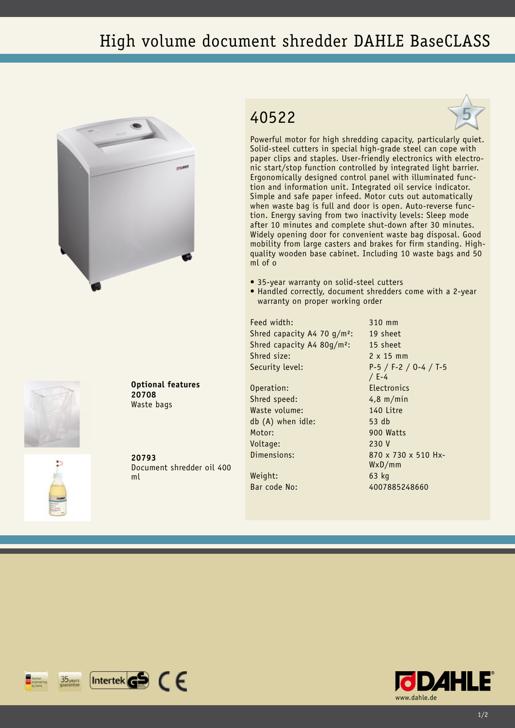# High volume document shredder DAHLE BaseCLASS

## 40522

Powerful motor for high shredding capacity, particularly quiet. Solid-steel cutters in special high-grade steel can cope with paper clips and staples. User-friendly electronics with electronic start/stop function controlled by integrated light barrier. Ergonomically designed control panel with illuminated function and information unit. Integrated oil service indicator. Simple and safe paper infeed. Motor cuts out automatically when waste bag is full and door is open. Auto-reverse function. Energy saving from two inactivity levels: Sleep mode after 10 minutes and complete shut-down after 30 minutes. Widely opening door for convenient waste bag disposal. Good mobility from large casters and brakes for firm standing. High-quality wooden base cabinet. Including 10 waste bags and 50 ml of o

- 35-year warranty on solid-steel cutters
- Handled correctly, document shredders come with a 2-year warranty on proper working order

| | |
|---|---|
| Feed width: | 310 mm |
| Shred capacity A4 70 g/m²: | 19 sheet |
| Shred capacity A4 80g/m²: | 15 sheet |
| Shred size: | 2 x 15 mm |
| Security level: | P-5 / F-2 / O-4 / T-5 / E-4 |
| Operation: | Electronics |
| Shred speed: | 4,8 m/min |
| Waste volume: | 140 Litre |
| db (A) when idle: | 53 db |
| Motor: | 900 Watts |
| Voltage: | 230 V |
| Dimensions: | 870 x 730 x 510 HxWxD/mm |
| Weight: | 63 kg |
| Bar code No: | 4007885248660 |

**Optional features**

**20708**
Waste bags

**20793**
Document shredder oil 400 ml

www.dahle.de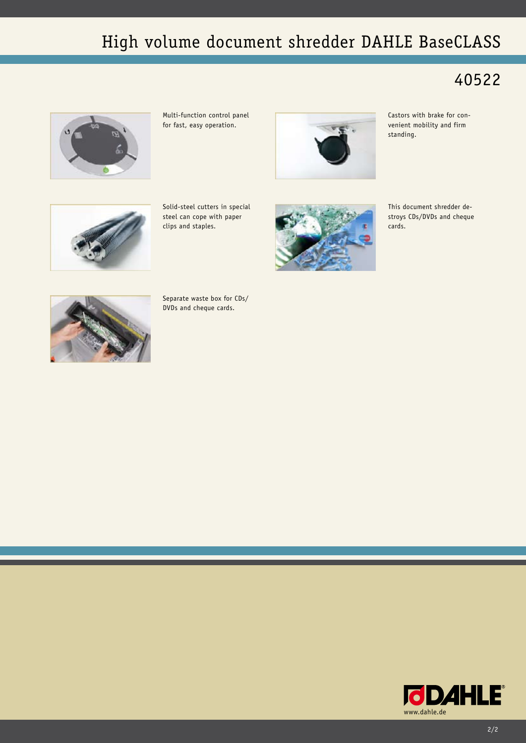# High volume document shredder DAHLE BaseCLASS

## 40522

Multi-function control panel for fast, easy operation.

Castors with brake for convenient mobility and firm standing.

Solid-steel cutters in special steel can cope with paper clips and staples.

This document shredder destroys CDs/DVDs and cheque cards.

Separate waste box for CDs/DVDs and cheque cards.

DAHLE
www.dahle.de